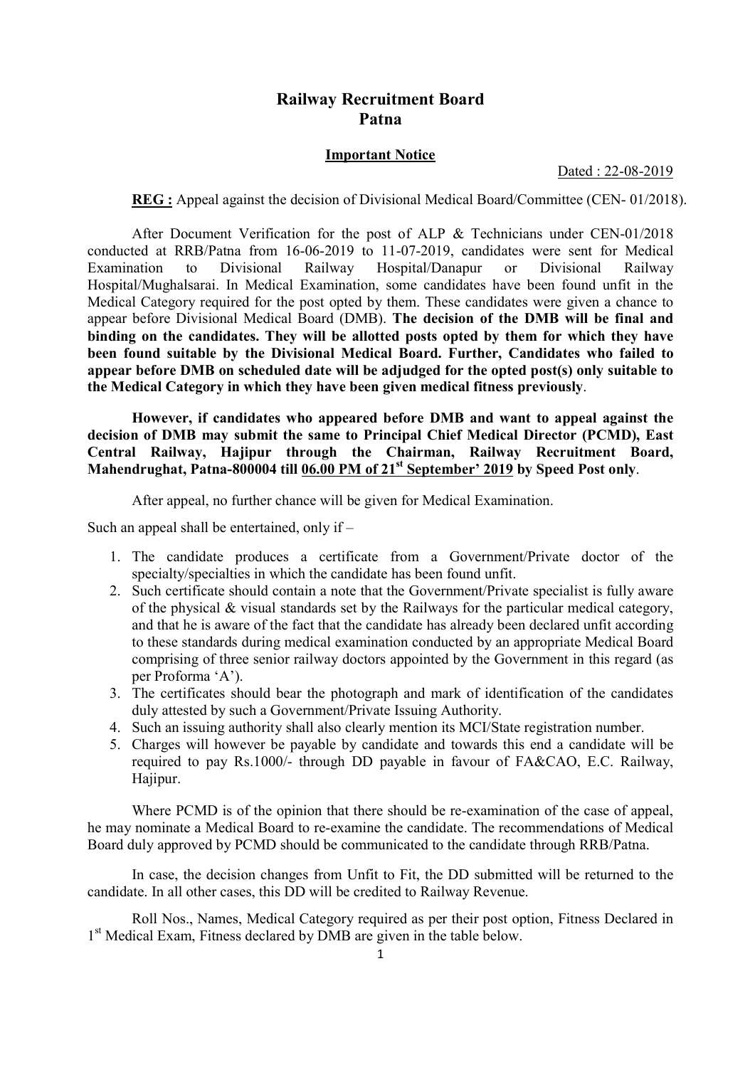# Railway Recruitment Board
# Patna

## Important Notice

Dated : 22-08-2019

**REG :** Appeal against the decision of Divisional Medical Board/Committee (CEN- 01/2018).

After Document Verification for the post of ALP & Technicians under CEN-01/2018 conducted at RRB/Patna from 16-06-2019 to 11-07-2019, candidates were sent for Medical Examination to Divisional Railway Hospital/Danapur or Divisional Railway Hospital/Mughalsarai. In Medical Examination, some candidates have been found unfit in the Medical Category required for the post opted by them. These candidates were given a chance to appear before Divisional Medical Board (DMB). **The decision of the DMB will be final and binding on the candidates. They will be allotted posts opted by them for which they have been found suitable by the Divisional Medical Board. Further, Candidates who failed to appear before DMB on scheduled date will be adjudged for the opted post(s) only suitable to the Medical Category in which they have been given medical fitness previously**.

**However, if candidates who appeared before DMB and want to appeal against the decision of DMB may submit the same to Principal Chief Medical Director (PCMD), East Central Railway, Hajipur through the Chairman, Railway Recruitment Board, Mahendrughat, Patna-800004 till 06.00 PM of 21st September' 2019 by Speed Post only**.

After appeal, no further chance will be given for Medical Examination.

Such an appeal shall be entertained, only if –

1. The candidate produces a certificate from a Government/Private doctor of the specialty/specialties in which the candidate has been found unfit.
2. Such certificate should contain a note that the Government/Private specialist is fully aware of the physical & visual standards set by the Railways for the particular medical category, and that he is aware of the fact that the candidate has already been declared unfit according to these standards during medical examination conducted by an appropriate Medical Board comprising of three senior railway doctors appointed by the Government in this regard (as per Proforma 'A').
3. The certificates should bear the photograph and mark of identification of the candidates duly attested by such a Government/Private Issuing Authority.
4. Such an issuing authority shall also clearly mention its MCI/State registration number.
5. Charges will however be payable by candidate and towards this end a candidate will be required to pay Rs.1000/- through DD payable in favour of FA&CAO, E.C. Railway, Hajipur.

Where PCMD is of the opinion that there should be re-examination of the case of appeal, he may nominate a Medical Board to re-examine the candidate. The recommendations of Medical Board duly approved by PCMD should be communicated to the candidate through RRB/Patna.

In case, the decision changes from Unfit to Fit, the DD submitted will be returned to the candidate. In all other cases, this DD will be credited to Railway Revenue.

Roll Nos., Names, Medical Category required as per their post option, Fitness Declared in 1st Medical Exam, Fitness declared by DMB are given in the table below.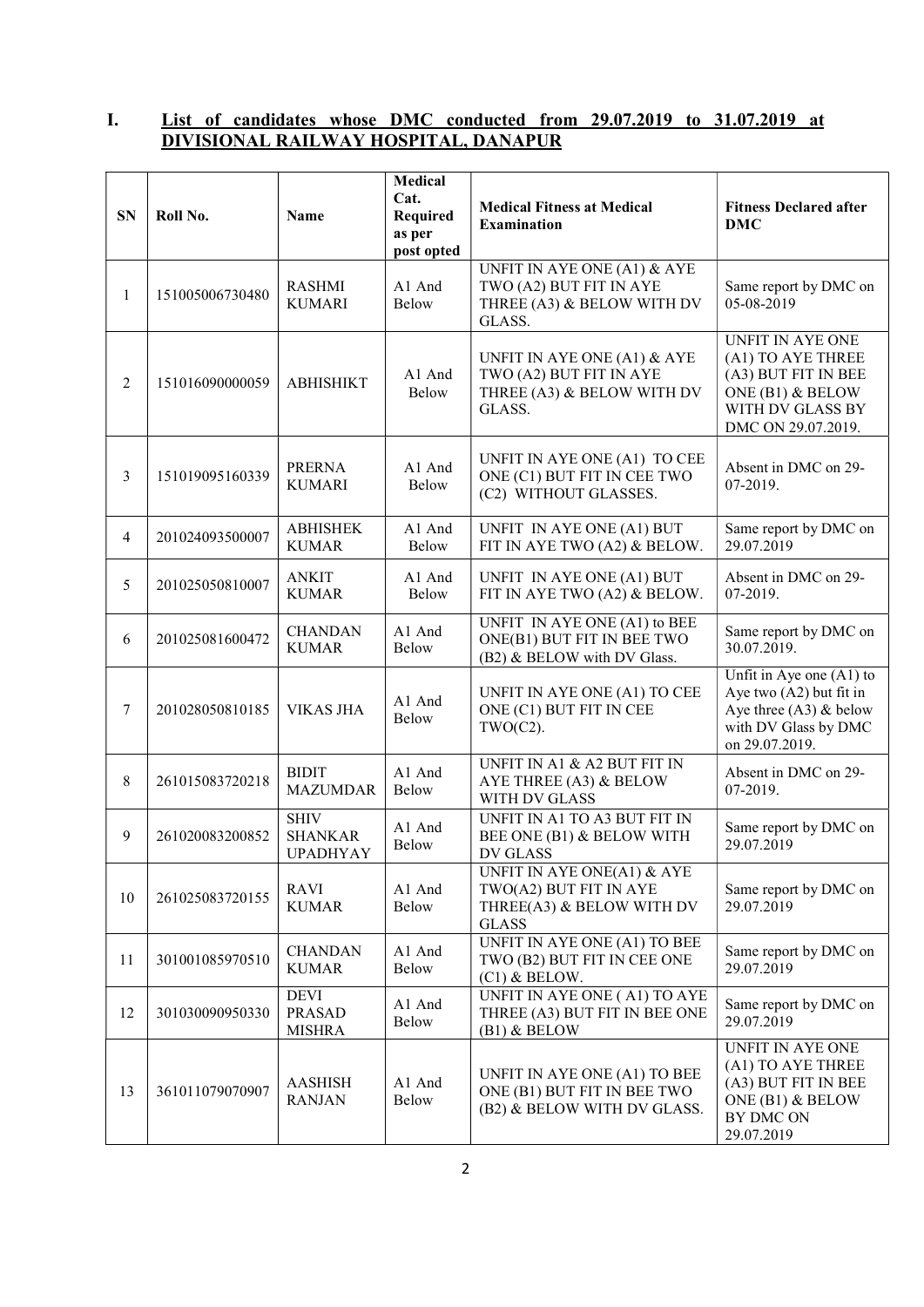## I. List of candidates whose DMC conducted from 29.07.2019 to 31.07.2019 at DIVISIONAL RAILWAY HOSPITAL, DANAPUR

| SN | Roll No. | Name | Medical Cat. Required as per post opted | Medical Fitness at Medical Examination | Fitness Declared after DMC |
|---|---|---|---|---|---|
| 1 | 151005006730480 | RASHMI KUMARI | A1 And Below | UNFIT IN AYE ONE (A1) & AYE TWO (A2) BUT FIT IN AYE THREE (A3) & BELOW WITH DV GLASS. | Same report by DMC on 05-08-2019 |
| 2 | 151016090000059 | ABHISHIKT | A1 And Below | UNFIT IN AYE ONE (A1) & AYE TWO (A2) BUT FIT IN AYE THREE (A3) & BELOW WITH DV GLASS. | UNFIT IN AYE ONE (A1) TO AYE THREE (A3) BUT FIT IN BEE ONE (B1) & BELOW WITH DV GLASS BY DMC ON 29.07.2019. |
| 3 | 151019095160339 | PRERNA KUMARI | A1 And Below | UNFIT IN AYE ONE (A1) TO CEE ONE (C1) BUT FIT IN CEE TWO (C2) WITHOUT GLASSES. | Absent in DMC on 29-07-2019. |
| 4 | 201024093500007 | ABHISHEK KUMAR | A1 And Below | UNFIT IN AYE ONE (A1) BUT FIT IN AYE TWO (A2) & BELOW. | Same report by DMC on 29.07.2019 |
| 5 | 201025050810007 | ANKIT KUMAR | A1 And Below | UNFIT IN AYE ONE (A1) BUT FIT IN AYE TWO (A2) & BELOW. | Absent in DMC on 29-07-2019. |
| 6 | 201025081600472 | CHANDAN KUMAR | A1 And Below | UNFIT IN AYE ONE (A1) to BEE ONE(B1) BUT FIT IN BEE TWO (B2) & BELOW with DV Glass. | Same report by DMC on 30.07.2019. |
| 7 | 201028050810185 | VIKAS JHA | A1 And Below | UNFIT IN AYE ONE (A1) TO CEE ONE (C1) BUT FIT IN CEE TWO(C2). | Unfit in Aye one (A1) to Aye two (A2) but fit in Aye three (A3) & below with DV Glass by DMC on 29.07.2019. |
| 8 | 261015083720218 | BIDIT MAZUMDAR | A1 And Below | UNFIT IN A1 & A2 BUT FIT IN AYE THREE (A3) & BELOW WITH DV GLASS | Absent in DMC on 29-07-2019. |
| 9 | 261020083200852 | SHIV SHANKAR UPADHYAY | A1 And Below | UNFIT IN A1 TO A3 BUT FIT IN BEE ONE (B1) & BELOW WITH DV GLASS | Same report by DMC on 29.07.2019 |
| 10 | 261025083720155 | RAVI KUMAR | A1 And Below | UNFIT IN AYE ONE(A1) & AYE TWO(A2) BUT FIT IN AYE THREE(A3) & BELOW WITH DV GLASS | Same report by DMC on 29.07.2019 |
| 11 | 301001085970510 | CHANDAN KUMAR | A1 And Below | UNFIT IN AYE ONE (A1) TO BEE TWO (B2) BUT FIT IN CEE ONE (C1) & BELOW. | Same report by DMC on 29.07.2019 |
| 12 | 301030090950330 | DEVI PRASAD MISHRA | A1 And Below | UNFIT IN AYE ONE ( A1) TO AYE THREE (A3) BUT FIT IN BEE ONE (B1) & BELOW | Same report by DMC on 29.07.2019 |
| 13 | 361011079070907 | AASHISH RANJAN | A1 And Below | UNFIT IN AYE ONE (A1) TO BEE ONE (B1) BUT FIT IN BEE TWO (B2) & BELOW WITH DV GLASS. | UNFIT IN AYE ONE (A1) TO AYE THREE (A3) BUT FIT IN BEE ONE (B1) & BELOW BY DMC ON 29.07.2019 |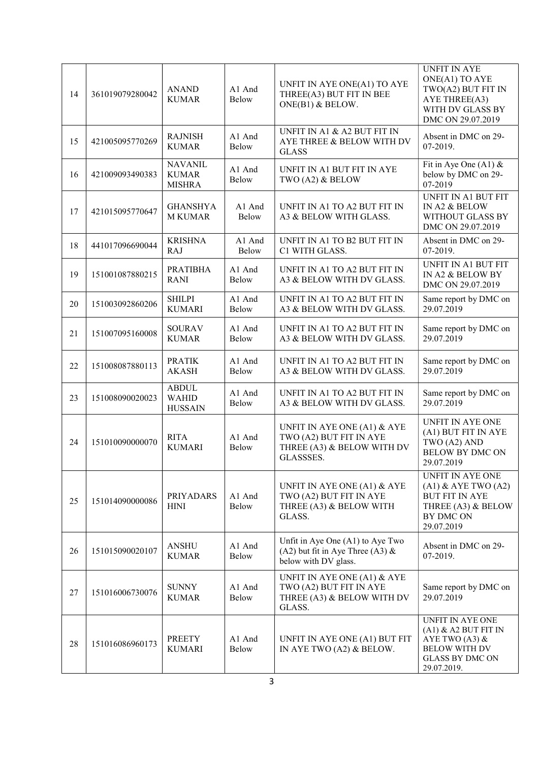| 14 | 361019079280042 | ANAND KUMAR | A1 And Below | UNFIT IN AYE ONE(A1) TO AYE THREE(A3) BUT FIT IN BEE ONE(B1) & BELOW. | UNFIT IN AYE ONE(A1) TO AYE TWO(A2) BUT FIT IN AYE THREE(A3) WITH DV GLASS BY DMC ON 29.07.2019 |
|---|---|---|---|---|---|
| 15 | 421005095770269 | RAJNISH KUMAR | A1 And Below | UNFIT IN A1 & A2 BUT FIT IN AYE THREE & BELOW WITH DV GLASS | Absent in DMC on 29-07-2019. |
| 16 | 421009093490383 | NAVANIL KUMAR MISHRA | A1 And Below | UNFIT IN A1 BUT FIT IN AYE TWO (A2) & BELOW | Fit in Aye One (A1) & below by DMC on 29-07-2019 |
| 17 | 421015095770647 | GHANSHYA M KUMAR | A1 And Below | UNFIT IN A1 TO A2 BUT FIT IN A3 & BELOW WITH GLASS. | UNFIT IN A1 BUT FIT IN A2 & BELOW WITHOUT GLASS BY DMC ON 29.07.2019 |
| 18 | 441017096690044 | KRISHNA RAJ | A1 And Below | UNFIT IN A1 TO B2 BUT FIT IN C1 WITH GLASS. | Absent in DMC on 29-07-2019. |
| 19 | 151001087880215 | PRATIBHA RANI | A1 And Below | UNFIT IN A1 TO A2 BUT FIT IN A3 & BELOW WITH DV GLASS. | UNFIT IN A1 BUT FIT IN A2 & BELOW BY DMC ON 29.07.2019 |
| 20 | 151003092860206 | SHILPI KUMARI | A1 And Below | UNFIT IN A1 TO A2 BUT FIT IN A3 & BELOW WITH DV GLASS. | Same report by DMC on 29.07.2019 |
| 21 | 151007095160008 | SOURAV KUMAR | A1 And Below | UNFIT IN A1 TO A2 BUT FIT IN A3 & BELOW WITH DV GLASS. | Same report by DMC on 29.07.2019 |
| 22 | 151008087880113 | PRATIK AKASH | A1 And Below | UNFIT IN A1 TO A2 BUT FIT IN A3 & BELOW WITH DV GLASS. | Same report by DMC on 29.07.2019 |
| 23 | 151008090020023 | ABDUL WAHID HUSSAIN | A1 And Below | UNFIT IN A1 TO A2 BUT FIT IN A3 & BELOW WITH DV GLASS. | Same report by DMC on 29.07.2019 |
| 24 | 151010090000070 | RITA KUMARI | A1 And Below | UNFIT IN AYE ONE (A1) & AYE TWO (A2) BUT FIT IN AYE THREE (A3) & BELOW WITH DV GLASSSES. | UNFIT IN AYE ONE (A1) BUT FIT IN AYE TWO (A2) AND BELOW BY DMC ON 29.07.2019 |
| 25 | 151014090000086 | PRIYADARS HINI | A1 And Below | UNFIT IN AYE ONE (A1) & AYE TWO (A2) BUT FIT IN AYE THREE (A3) & BELOW WITH GLASS. | UNFIT IN AYE ONE (A1) & AYE TWO (A2) BUT FIT IN AYE THREE (A3) & BELOW BY DMC ON 29.07.2019 |
| 26 | 151015090020107 | ANSHU KUMAR | A1 And Below | Unfit in Aye One (A1) to Aye Two (A2) but fit in Aye Three (A3) & below with DV glass. | Absent in DMC on 29-07-2019. |
| 27 | 151016006730076 | SUNNY KUMAR | A1 And Below | UNFIT IN AYE ONE (A1) & AYE TWO (A2) BUT FIT IN AYE THREE (A3) & BELOW WITH DV GLASS. | Same report by DMC on 29.07.2019 |
| 28 | 151016086960173 | PREETY KUMARI | A1 And Below | UNFIT IN AYE ONE (A1) BUT FIT IN AYE TWO (A2) & BELOW. | UNFIT IN AYE ONE (A1) & A2 BUT FIT IN AYE TWO (A3) & BELOW WITH DV GLASS BY DMC ON 29.07.2019. |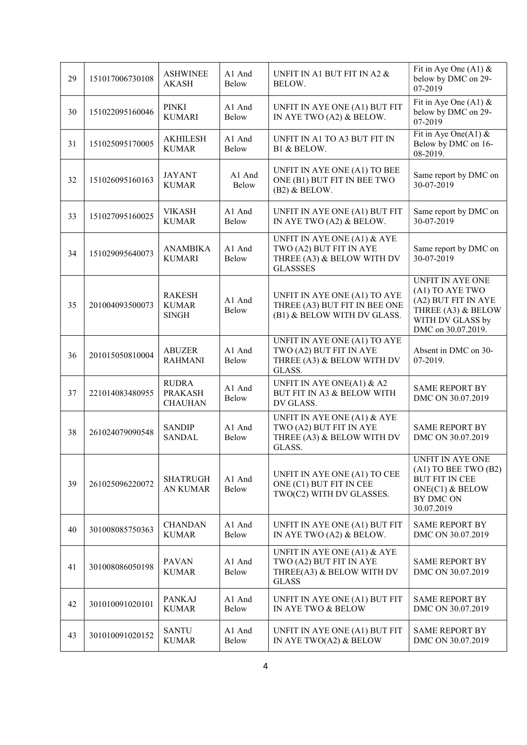| 29 | 151017006730108 | ASHWINEE AKASH | A1 And Below | UNFIT IN A1 BUT FIT IN A2 & BELOW. | Fit in Aye One (A1) & below by DMC on 29-07-2019 |
|---|---|---|---|---|---|
| 30 | 151022095160046 | PINKI KUMARI | A1 And Below | UNFIT IN AYE ONE (A1) BUT FIT IN AYE TWO (A2) & BELOW. | Fit in Aye One (A1) & below by DMC on 29-07-2019 |
| 31 | 151025095170005 | AKHILESH KUMAR | A1 And Below | UNFIT IN A1 TO A3 BUT FIT IN B1 & BELOW. | Fit in Aye One(A1) & Below by DMC on 16-08-2019. |
| 32 | 151026095160163 | JAYANT KUMAR | A1 And Below | UNFIT IN AYE ONE (A1) TO BEE ONE (B1) BUT FIT IN BEE TWO (B2) & BELOW. | Same report by DMC on 30-07-2019 |
| 33 | 151027095160025 | VIKASH KUMAR | A1 And Below | UNFIT IN AYE ONE (A1) BUT FIT IN AYE TWO (A2) & BELOW. | Same report by DMC on 30-07-2019 |
| 34 | 151029095640073 | ANAMBIKA KUMARI | A1 And Below | UNFIT IN AYE ONE (A1) & AYE TWO (A2) BUT FIT IN AYE THREE (A3) & BELOW WITH DV GLASSSES | Same report by DMC on 30-07-2019 |
| 35 | 201004093500073 | RAKESH KUMAR SINGH | A1 And Below | UNFIT IN AYE ONE (A1) TO AYE THREE (A3) BUT FIT IN BEE ONE (B1) & BELOW WITH DV GLASS. | UNFIT IN AYE ONE (A1) TO AYE TWO (A2) BUT FIT IN AYE THREE (A3) & BELOW WITH DV GLASS by DMC on 30.07.2019. |
| 36 | 201015050810004 | ABUZER RAHMANI | A1 And Below | UNFIT IN AYE ONE (A1) TO AYE TWO (A2) BUT FIT IN AYE THREE (A3) & BELOW WITH DV GLASS. | Absent in DMC on 30-07-2019. |
| 37 | 221014083480955 | RUDRA PRAKASH CHAUHAN | A1 And Below | UNFIT IN AYE ONE(A1) & A2 BUT FIT IN A3 & BELOW WITH DV GLASS. | SAME REPORT BY DMC ON 30.07.2019 |
| 38 | 261024079090548 | SANDIP SANDAL | A1 And Below | UNFIT IN AYE ONE (A1) & AYE TWO (A2) BUT FIT IN AYE THREE (A3) & BELOW WITH DV GLASS. | SAME REPORT BY DMC ON 30.07.2019 |
| 39 | 261025096220072 | SHATRUGHAN KUMAR | A1 And Below | UNFIT IN AYE ONE (A1) TO CEE ONE (C1) BUT FIT IN CEE TWO(C2) WITH DV GLASSES. | UNFIT IN AYE ONE (A1) TO BEE TWO (B2) BUT FIT IN CEE ONE(C1) & BELOW BY DMC ON 30.07.2019 |
| 40 | 301008085750363 | CHANDAN KUMAR | A1 And Below | UNFIT IN AYE ONE (A1) BUT FIT IN AYE TWO (A2) & BELOW. | SAME REPORT BY DMC ON 30.07.2019 |
| 41 | 301008086050198 | PAVAN KUMAR | A1 And Below | UNFIT IN AYE ONE (A1) & AYE TWO (A2) BUT FIT IN AYE THREE(A3) & BELOW WITH DV GLASS | SAME REPORT BY DMC ON 30.07.2019 |
| 42 | 301010091020101 | PANKAJ KUMAR | A1 And Below | UNFIT IN AYE ONE (A1) BUT FIT IN AYE TWO & BELOW | SAME REPORT BY DMC ON 30.07.2019 |
| 43 | 301010091020152 | SANTU KUMAR | A1 And Below | UNFIT IN AYE ONE (A1) BUT FIT IN AYE TWO(A2) & BELOW | SAME REPORT BY DMC ON 30.07.2019 |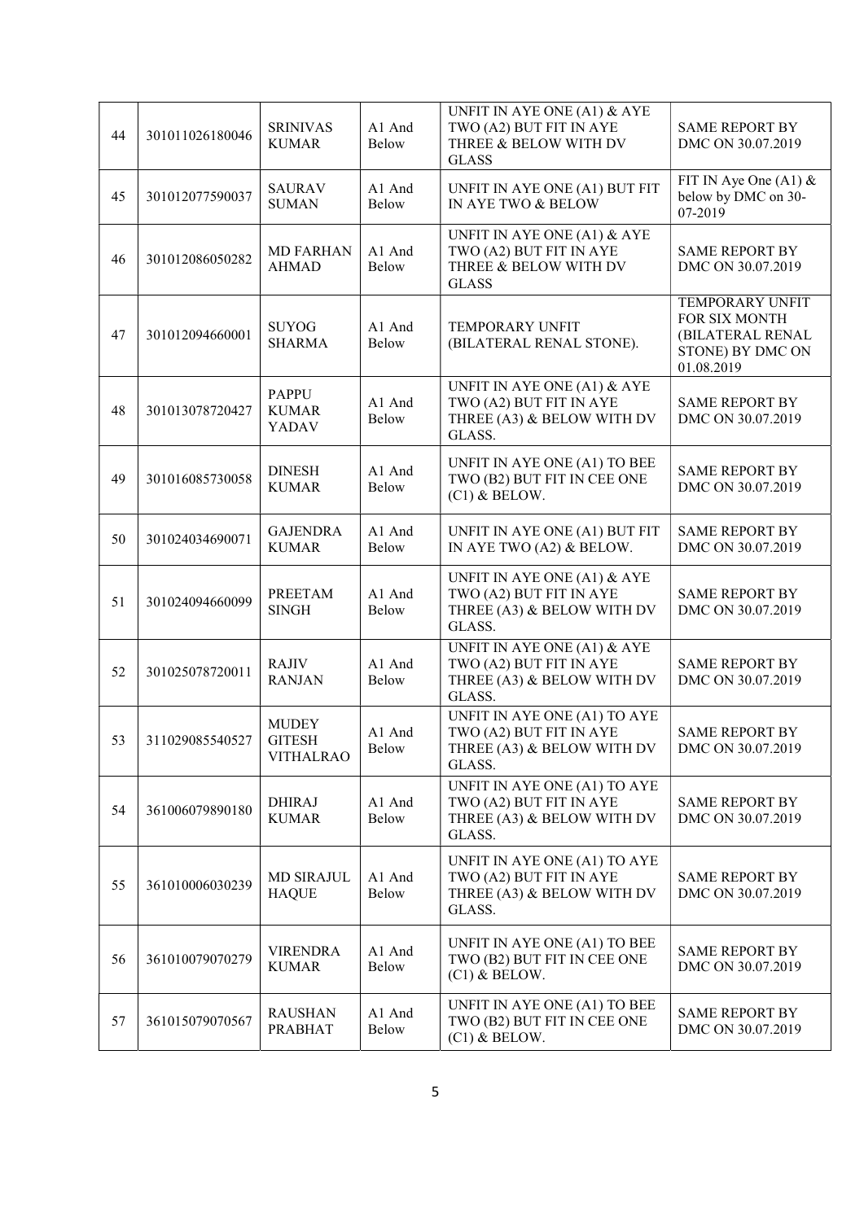| 44 | 301011026180046 | SRINIVAS KUMAR | A1 And Below | UNFIT IN AYE ONE (A1) & AYE TWO (A2) BUT FIT IN AYE THREE & BELOW WITH DV GLASS | SAME REPORT BY DMC ON 30.07.2019 |
|---|---|---|---|---|---|
| 45 | 301012077590037 | SAURAV SUMAN | A1 And Below | UNFIT IN AYE ONE (A1) BUT FIT IN AYE TWO & BELOW | FIT IN Aye One (A1) & below by DMC on 30-07-2019 |
| 46 | 301012086050282 | MD FARHAN AHMAD | A1 And Below | UNFIT IN AYE ONE (A1) & AYE TWO (A2) BUT FIT IN AYE THREE & BELOW WITH DV GLASS | SAME REPORT BY DMC ON 30.07.2019 |
| 47 | 301012094660001 | SUYOG SHARMA | A1 And Below | TEMPORARY UNFIT (BILATERAL RENAL STONE). | TEMPORARY UNFIT FOR SIX MONTH (BILATERAL RENAL STONE) BY DMC ON 01.08.2019 |
| 48 | 301013078720427 | PAPPU KUMAR YADAV | A1 And Below | UNFIT IN AYE ONE (A1) & AYE TWO (A2) BUT FIT IN AYE THREE (A3) & BELOW WITH DV GLASS. | SAME REPORT BY DMC ON 30.07.2019 |
| 49 | 301016085730058 | DINESH KUMAR | A1 And Below | UNFIT IN AYE ONE (A1) TO BEE TWO (B2) BUT FIT IN CEE ONE (C1) & BELOW. | SAME REPORT BY DMC ON 30.07.2019 |
| 50 | 301024034690071 | GAJENDRA KUMAR | A1 And Below | UNFIT IN AYE ONE (A1) BUT FIT IN AYE TWO (A2) & BELOW. | SAME REPORT BY DMC ON 30.07.2019 |
| 51 | 301024094660099 | PREETAM SINGH | A1 And Below | UNFIT IN AYE ONE (A1) & AYE TWO (A2) BUT FIT IN AYE THREE (A3) & BELOW WITH DV GLASS. | SAME REPORT BY DMC ON 30.07.2019 |
| 52 | 301025078720011 | RAJIV RANJAN | A1 And Below | UNFIT IN AYE ONE (A1) & AYE TWO (A2) BUT FIT IN AYE THREE (A3) & BELOW WITH DV GLASS. | SAME REPORT BY DMC ON 30.07.2019 |
| 53 | 311029085540527 | MUDEY GITESH VITHALRAO | A1 And Below | UNFIT IN AYE ONE (A1) TO AYE TWO (A2) BUT FIT IN AYE THREE (A3) & BELOW WITH DV GLASS. | SAME REPORT BY DMC ON 30.07.2019 |
| 54 | 361006079890180 | DHIRAJ KUMAR | A1 And Below | UNFIT IN AYE ONE (A1) TO AYE TWO (A2) BUT FIT IN AYE THREE (A3) & BELOW WITH DV GLASS. | SAME REPORT BY DMC ON 30.07.2019 |
| 55 | 361010006030239 | MD SIRAJUL HAQUE | A1 And Below | UNFIT IN AYE ONE (A1) TO AYE TWO (A2) BUT FIT IN AYE THREE (A3) & BELOW WITH DV GLASS. | SAME REPORT BY DMC ON 30.07.2019 |
| 56 | 361010079070279 | VIRENDRA KUMAR | A1 And Below | UNFIT IN AYE ONE (A1) TO BEE TWO (B2) BUT FIT IN CEE ONE (C1) & BELOW. | SAME REPORT BY DMC ON 30.07.2019 |
| 57 | 361015079070567 | RAUSHAN PRABHAT | A1 And Below | UNFIT IN AYE ONE (A1) TO BEE TWO (B2) BUT FIT IN CEE ONE (C1) & BELOW. | SAME REPORT BY DMC ON 30.07.2019 |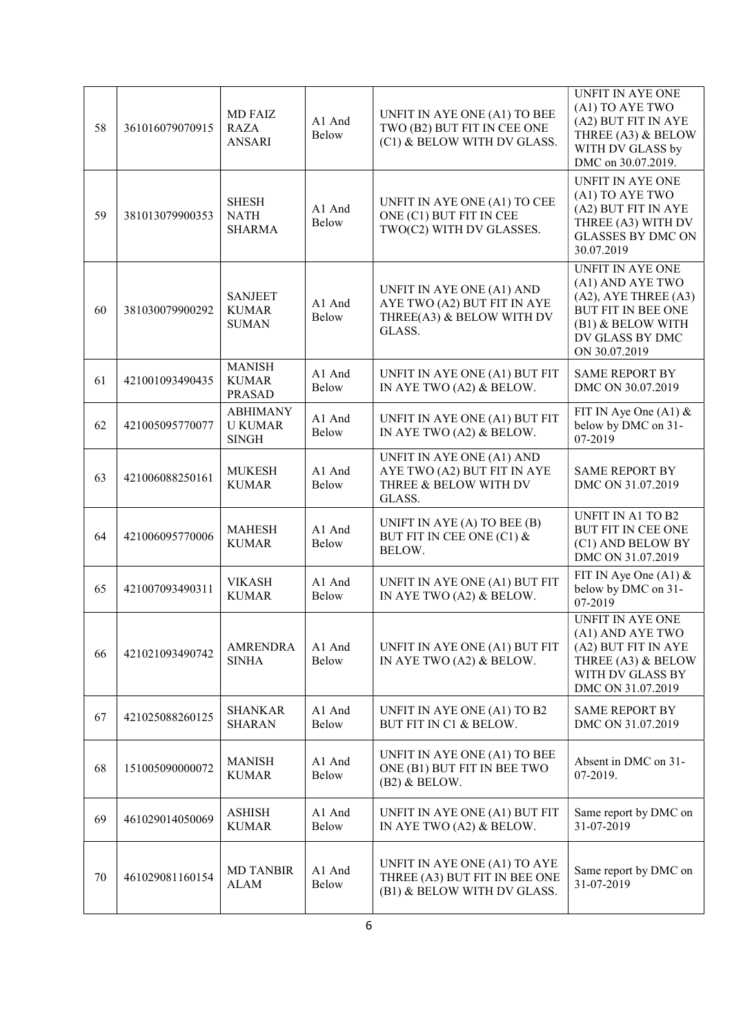| 58 | 361016079070915 | MD FAIZ RAZA ANSARI | A1 And Below | UNFIT IN AYE ONE (A1) TO BEE TWO (B2) BUT FIT IN CEE ONE (C1) & BELOW WITH DV GLASS. | UNFIT IN AYE ONE (A1) TO AYE TWO (A2) BUT FIT IN AYE THREE (A3) & BELOW WITH DV GLASS by DMC on 30.07.2019. |
|---|---|---|---|---|---|
| 59 | 381013079900353 | SHESH NATH SHARMA | A1 And Below | UNFIT IN AYE ONE (A1) TO CEE ONE (C1) BUT FIT IN CEE TWO(C2) WITH DV GLASSES. | UNFIT IN AYE ONE (A1) TO AYE TWO (A2) BUT FIT IN AYE THREE (A3) WITH DV GLASSES BY DMC ON 30.07.2019 |
| 60 | 381030079900292 | SANJEET KUMAR SUMAN | A1 And Below | UNFIT IN AYE ONE (A1) AND AYE TWO (A2) BUT FIT IN AYE THREE(A3) & BELOW WITH DV GLASS. | UNFIT IN AYE ONE (A1) AND AYE TWO (A2), AYE THREE (A3) BUT FIT IN BEE ONE (B1) & BELOW WITH DV GLASS BY DMC ON 30.07.2019 |
| 61 | 421001093490435 | MANISH KUMAR PRASAD | A1 And Below | UNFIT IN AYE ONE (A1) BUT FIT IN AYE TWO (A2) & BELOW. | SAME REPORT BY DMC ON 30.07.2019 |
| 62 | 421005095770077 | ABHIMANY U KUMAR SINGH | A1 And Below | UNFIT IN AYE ONE (A1) BUT FIT IN AYE TWO (A2) & BELOW. | FIT IN Aye One (A1) & below by DMC on 31-07-2019 |
| 63 | 421006088250161 | MUKESH KUMAR | A1 And Below | UNFIT IN AYE ONE (A1) AND AYE TWO (A2) BUT FIT IN AYE THREE & BELOW WITH DV GLASS. | SAME REPORT BY DMC ON 31.07.2019 |
| 64 | 421006095770006 | MAHESH KUMAR | A1 And Below | UNIFT IN AYE (A) TO BEE (B) BUT FIT IN CEE ONE (C1) & BELOW. | UNFIT IN A1 TO B2 BUT FIT IN CEE ONE (C1) AND BELOW BY DMC ON 31.07.2019 |
| 65 | 421007093490311 | VIKASH KUMAR | A1 And Below | UNFIT IN AYE ONE (A1) BUT FIT IN AYE TWO (A2) & BELOW. | FIT IN Aye One (A1) & below by DMC on 31-07-2019 |
| 66 | 421021093490742 | AMRENDRA SINHA | A1 And Below | UNFIT IN AYE ONE (A1) BUT FIT IN AYE TWO (A2) & BELOW. | UNFIT IN AYE ONE (A1) AND AYE TWO (A2) BUT FIT IN AYE THREE (A3) & BELOW WITH DV GLASS BY DMC ON 31.07.2019 |
| 67 | 421025088260125 | SHANKAR SHARAN | A1 And Below | UNFIT IN AYE ONE (A1) TO B2 BUT FIT IN C1 & BELOW. | SAME REPORT BY DMC ON 31.07.2019 |
| 68 | 151005090000072 | MANISH KUMAR | A1 And Below | UNFIT IN AYE ONE (A1) TO BEE ONE (B1) BUT FIT IN BEE TWO (B2) & BELOW. | Absent in DMC on 31-07-2019. |
| 69 | 461029014050069 | ASHISH KUMAR | A1 And Below | UNFIT IN AYE ONE (A1) BUT FIT IN AYE TWO (A2) & BELOW. | Same report by DMC on 31-07-2019 |
| 70 | 461029081160154 | MD TANBIR ALAM | A1 And Below | UNFIT IN AYE ONE (A1) TO AYE THREE (A3) BUT FIT IN BEE ONE (B1) & BELOW WITH DV GLASS. | Same report by DMC on 31-07-2019 |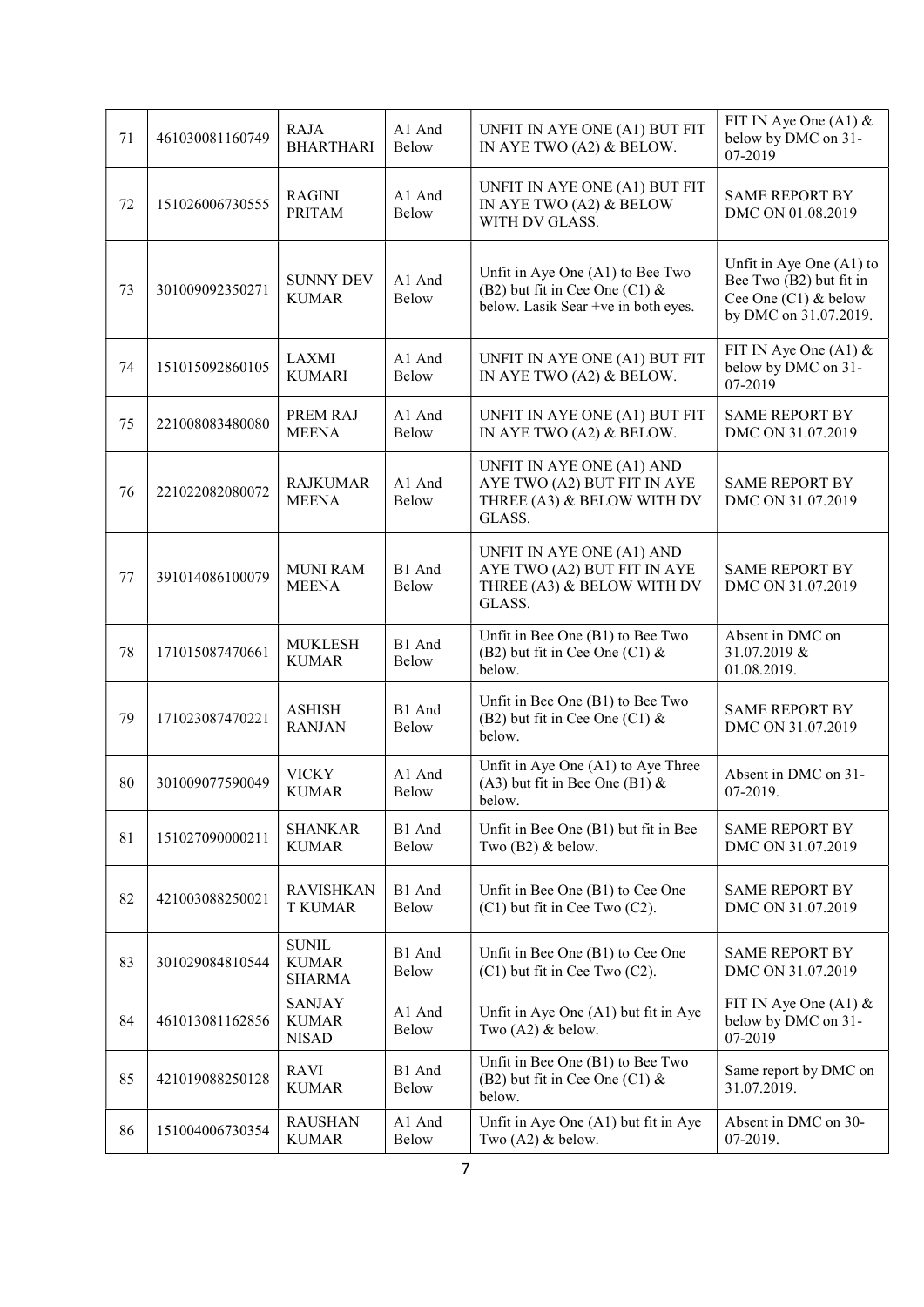| 71 | 461030081160749 | RAJA BHARTHARI | A1 And Below | UNFIT IN AYE ONE (A1) BUT FIT IN AYE TWO (A2) & BELOW. | FIT IN Aye One (A1) & below by DMC on 31-07-2019 |
|---|---|---|---|---|---|
| 72 | 151026006730555 | RAGINI PRITAM | A1 And Below | UNFIT IN AYE ONE (A1) BUT FIT IN AYE TWO (A2) & BELOW WITH DV GLASS. | SAME REPORT BY DMC ON 01.08.2019 |
| 73 | 301009092350271 | SUNNY DEV KUMAR | A1 And Below | Unfit in Aye One (A1) to Bee Two (B2) but fit in Cee One (C1) & below. Lasik Sear +ve in both eyes. | Unfit in Aye One (A1) to Bee Two (B2) but fit in Cee One (C1) & below by DMC on 31.07.2019. |
| 74 | 151015092860105 | LAXMI KUMARI | A1 And Below | UNFIT IN AYE ONE (A1) BUT FIT IN AYE TWO (A2) & BELOW. | FIT IN Aye One (A1) & below by DMC on 31-07-2019 |
| 75 | 221008083480080 | PREM RAJ MEENA | A1 And Below | UNFIT IN AYE ONE (A1) BUT FIT IN AYE TWO (A2) & BELOW. | SAME REPORT BY DMC ON 31.07.2019 |
| 76 | 221022082080072 | RAJKUMAR MEENA | A1 And Below | UNFIT IN AYE ONE (A1) AND AYE TWO (A2) BUT FIT IN AYE THREE (A3) & BELOW WITH DV GLASS. | SAME REPORT BY DMC ON 31.07.2019 |
| 77 | 391014086100079 | MUNI RAM MEENA | B1 And Below | UNFIT IN AYE ONE (A1) AND AYE TWO (A2) BUT FIT IN AYE THREE (A3) & BELOW WITH DV GLASS. | SAME REPORT BY DMC ON 31.07.2019 |
| 78 | 171015087470661 | MUKLESH KUMAR | B1 And Below | Unfit in Bee One (B1) to Bee Two (B2) but fit in Cee One (C1) & below. | Absent in DMC on 31.07.2019 & 01.08.2019. |
| 79 | 171023087470221 | ASHISH RANJAN | B1 And Below | Unfit in Bee One (B1) to Bee Two (B2) but fit in Cee One (C1) & below. | SAME REPORT BY DMC ON 31.07.2019 |
| 80 | 301009077590049 | VICKY KUMAR | A1 And Below | Unfit in Aye One (A1) to Aye Three (A3) but fit in Bee One (B1) & below. | Absent in DMC on 31-07-2019. |
| 81 | 151027090000211 | SHANKAR KUMAR | B1 And Below | Unfit in Bee One (B1) but fit in Bee Two (B2) & below. | SAME REPORT BY DMC ON 31.07.2019 |
| 82 | 421003088250021 | RAVISHKANT KUMAR | B1 And Below | Unfit in Bee One (B1) to Cee One (C1) but fit in Cee Two (C2). | SAME REPORT BY DMC ON 31.07.2019 |
| 83 | 301029084810544 | SUNIL KUMAR SHARMA | B1 And Below | Unfit in Bee One (B1) to Cee One (C1) but fit in Cee Two (C2). | SAME REPORT BY DMC ON 31.07.2019 |
| 84 | 461013081162856 | SANJAY KUMAR NISAD | A1 And Below | Unfit in Aye One (A1) but fit in Aye Two (A2) & below. | FIT IN Aye One (A1) & below by DMC on 31-07-2019 |
| 85 | 421019088250128 | RAVI KUMAR | B1 And Below | Unfit in Bee One (B1) to Bee Two (B2) but fit in Cee One (C1) & below. | Same report by DMC on 31.07.2019. |
| 86 | 151004006730354 | RAUSHAN KUMAR | A1 And Below | Unfit in Aye One (A1) but fit in Aye Two (A2) & below. | Absent in DMC on 30-07-2019. |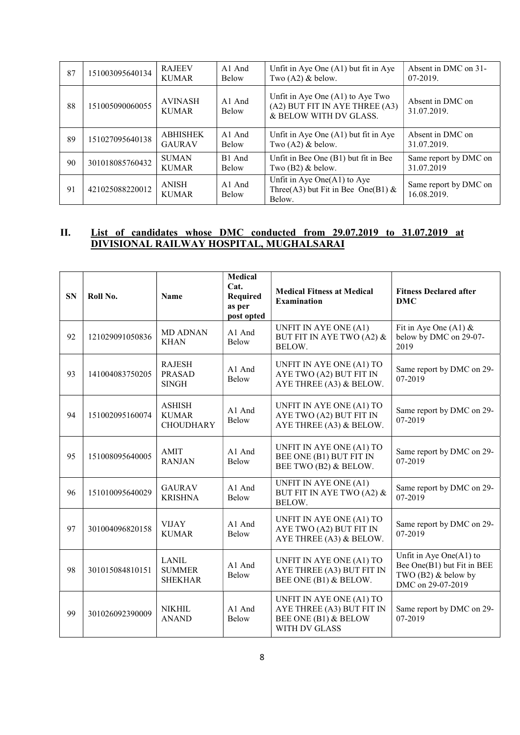| 87 | 151003095640134 | RAJEEV KUMAR | A1 And Below | Unfit in Aye One (A1) but fit in Aye Two (A2) & below. | Absent in DMC on 31-07-2019. |
|---|---|---|---|---|---|
| 88 | 151005090060055 | AVINASH KUMAR | A1 And Below | Unfit in Aye One (A1) to Aye Two (A2) BUT FIT IN AYE THREE (A3) & BELOW WITH DV GLASS. | Absent in DMC on 31.07.2019. |
| 89 | 151027095640138 | ABHISHEK GAURAV | A1 And Below | Unfit in Aye One (A1) but fit in Aye Two (A2) & below. | Absent in DMC on 31.07.2019. |
| 90 | 301018085760432 | SUMAN KUMAR | B1 And Below | Unfit in Bee One (B1) but fit in Bee Two (B2) & below. | Same report by DMC on 31.07.2019 |
| 91 | 421025088220012 | ANISH KUMAR | A1 And Below | Unfit in Aye One(A1) to Aye Three(A3) but Fit in Bee One(B1) & Below. | Same report by DMC on 16.08.2019. |

## II. List of candidates whose DMC conducted from 29.07.2019 to 31.07.2019 at DIVISIONAL RAILWAY HOSPITAL, MUGHALSARAI

| SN | Roll No. | Name | Medical Cat. Required as per post opted | Medical Fitness at Medical Examination | Fitness Declared after DMC |
|---|---|---|---|---|---|
| 92 | 121029091050836 | MD ADNAN KHAN | A1 And Below | UNFIT IN AYE ONE (A1) BUT FIT IN AYE TWO (A2) & BELOW. | Fit in Aye One (A1) & below by DMC on 29-07-2019 |
| 93 | 141004083750205 | RAJESH PRASAD SINGH | A1 And Below | UNFIT IN AYE ONE (A1) TO AYE TWO (A2) BUT FIT IN AYE THREE (A3) & BELOW. | Same report by DMC on 29-07-2019 |
| 94 | 151002095160074 | ASHISH KUMAR CHOUDHARY | A1 And Below | UNFIT IN AYE ONE (A1) TO AYE TWO (A2) BUT FIT IN AYE THREE (A3) & BELOW. | Same report by DMC on 29-07-2019 |
| 95 | 151008095640005 | AMIT RANJAN | A1 And Below | UNFIT IN AYE ONE (A1) TO BEE ONE (B1) BUT FIT IN BEE TWO (B2) & BELOW. | Same report by DMC on 29-07-2019 |
| 96 | 151010095640029 | GAURAV KRISHNA | A1 And Below | UNFIT IN AYE ONE (A1) BUT FIT IN AYE TWO (A2) & BELOW. | Same report by DMC on 29-07-2019 |
| 97 | 301004096820158 | VIJAY KUMAR | A1 And Below | UNFIT IN AYE ONE (A1) TO AYE TWO (A2) BUT FIT IN AYE THREE (A3) & BELOW. | Same report by DMC on 29-07-2019 |
| 98 | 301015084810151 | LANIL SUMMER SHEKHAR | A1 And Below | UNFIT IN AYE ONE (A1) TO AYE THREE (A3) BUT FIT IN BEE ONE (B1) & BELOW. | Unfit in Aye One(A1) to Bee One(B1) but Fit in BEE TWO (B2) & below by DMC on 29-07-2019 |
| 99 | 301026092390009 | NIKHIL ANAND | A1 And Below | UNFIT IN AYE ONE (A1) TO AYE THREE (A3) BUT FIT IN BEE ONE (B1) & BELOW WITH DV GLASS | Same report by DMC on 29-07-2019 |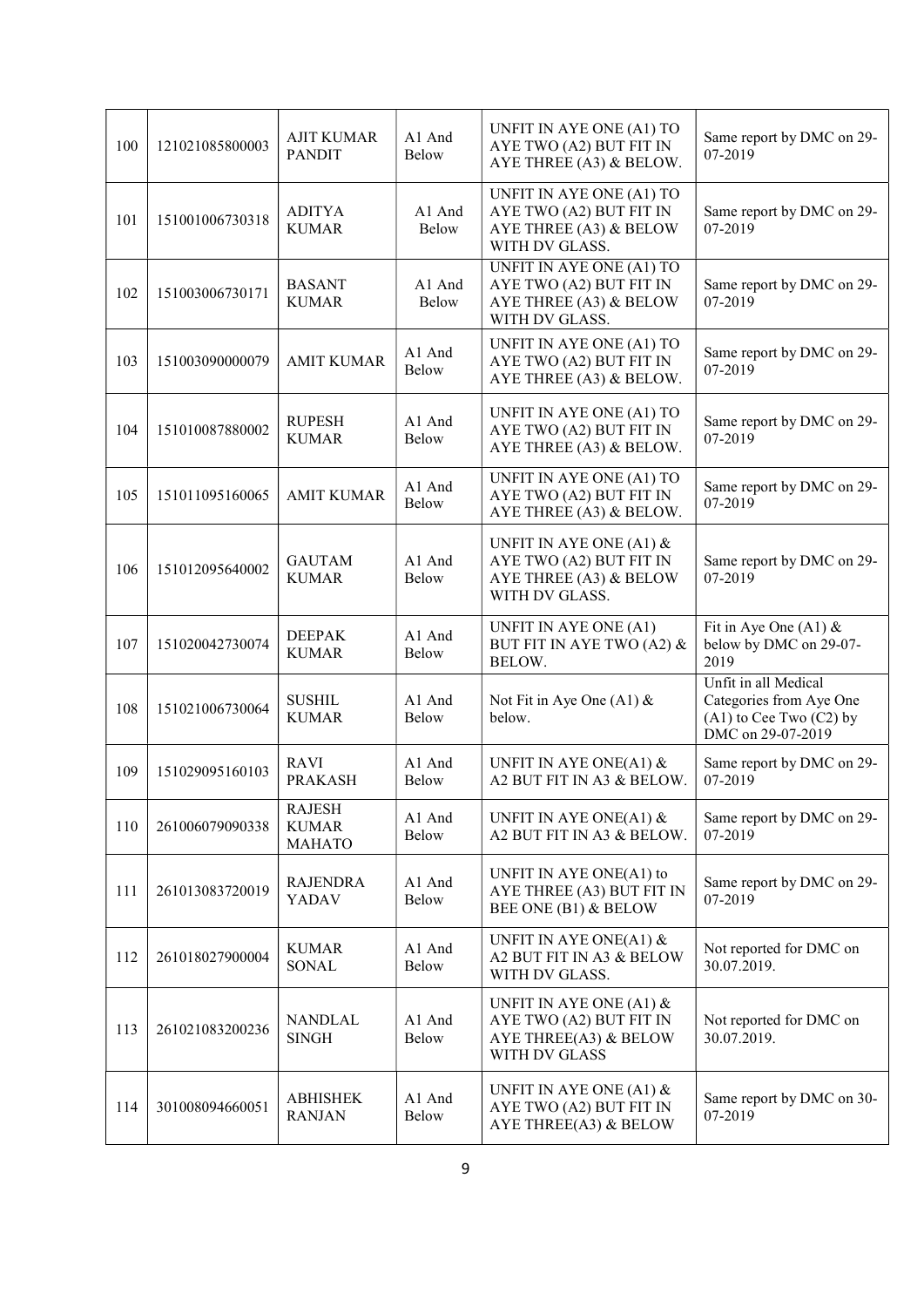| 100 | 121021085800003 | AJIT KUMAR PANDIT | A1 And Below | UNFIT IN AYE ONE (A1) TO AYE TWO (A2) BUT FIT IN AYE THREE (A3) & BELOW. | Same report by DMC on 29-07-2019 |
|---|---|---|---|---|---|
| 101 | 151001006730318 | ADITYA KUMAR | A1 And Below | UNFIT IN AYE ONE (A1) TO AYE TWO (A2) BUT FIT IN AYE THREE (A3) & BELOW WITH DV GLASS. | Same report by DMC on 29-07-2019 |
| 102 | 151003006730171 | BASANT KUMAR | A1 And Below | UNFIT IN AYE ONE (A1) TO AYE TWO (A2) BUT FIT IN AYE THREE (A3) & BELOW WITH DV GLASS. | Same report by DMC on 29-07-2019 |
| 103 | 151003090000079 | AMIT KUMAR | A1 And Below | UNFIT IN AYE ONE (A1) TO AYE TWO (A2) BUT FIT IN AYE THREE (A3) & BELOW. | Same report by DMC on 29-07-2019 |
| 104 | 151010087880002 | RUPESH KUMAR | A1 And Below | UNFIT IN AYE ONE (A1) TO AYE TWO (A2) BUT FIT IN AYE THREE (A3) & BELOW. | Same report by DMC on 29-07-2019 |
| 105 | 151011095160065 | AMIT KUMAR | A1 And Below | UNFIT IN AYE ONE (A1) TO AYE TWO (A2) BUT FIT IN AYE THREE (A3) & BELOW. | Same report by DMC on 29-07-2019 |
| 106 | 151012095640002 | GAUTAM KUMAR | A1 And Below | UNFIT IN AYE ONE (A1) & AYE TWO (A2) BUT FIT IN AYE THREE (A3) & BELOW WITH DV GLASS. | Same report by DMC on 29-07-2019 |
| 107 | 151020042730074 | DEEPAK KUMAR | A1 And Below | UNFIT IN AYE ONE (A1) BUT FIT IN AYE TWO (A2) & BELOW. | Fit in Aye One (A1) & below by DMC on 29-07-2019 |
| 108 | 151021006730064 | SUSHIL KUMAR | A1 And Below | Not Fit in Aye One (A1) & below. | Unfit in all Medical Categories from Aye One (A1) to Cee Two (C2) by DMC on 29-07-2019 |
| 109 | 151029095160103 | RAVI PRAKASH | A1 And Below | UNFIT IN AYE ONE(A1) & A2 BUT FIT IN A3 & BELOW. | Same report by DMC on 29-07-2019 |
| 110 | 261006079090338 | RAJESH KUMAR MAHATO | A1 And Below | UNFIT IN AYE ONE(A1) & A2 BUT FIT IN A3 & BELOW. | Same report by DMC on 29-07-2019 |
| 111 | 261013083720019 | RAJENDRA YADAV | A1 And Below | UNFIT IN AYE ONE(A1) to AYE THREE (A3) BUT FIT IN BEE ONE (B1) & BELOW | Same report by DMC on 29-07-2019 |
| 112 | 261018027900004 | KUMAR SONAL | A1 And Below | UNFIT IN AYE ONE(A1) & A2 BUT FIT IN A3 & BELOW WITH DV GLASS. | Not reported for DMC on 30.07.2019. |
| 113 | 261021083200236 | NANDLAL SINGH | A1 And Below | UNFIT IN AYE ONE (A1) & AYE TWO (A2) BUT FIT IN AYE THREE(A3) & BELOW WITH DV GLASS | Not reported for DMC on 30.07.2019. |
| 114 | 301008094660051 | ABHISHEK RANJAN | A1 And Below | UNFIT IN AYE ONE (A1) & AYE TWO (A2) BUT FIT IN AYE THREE(A3) & BELOW | Same report by DMC on 30-07-2019 |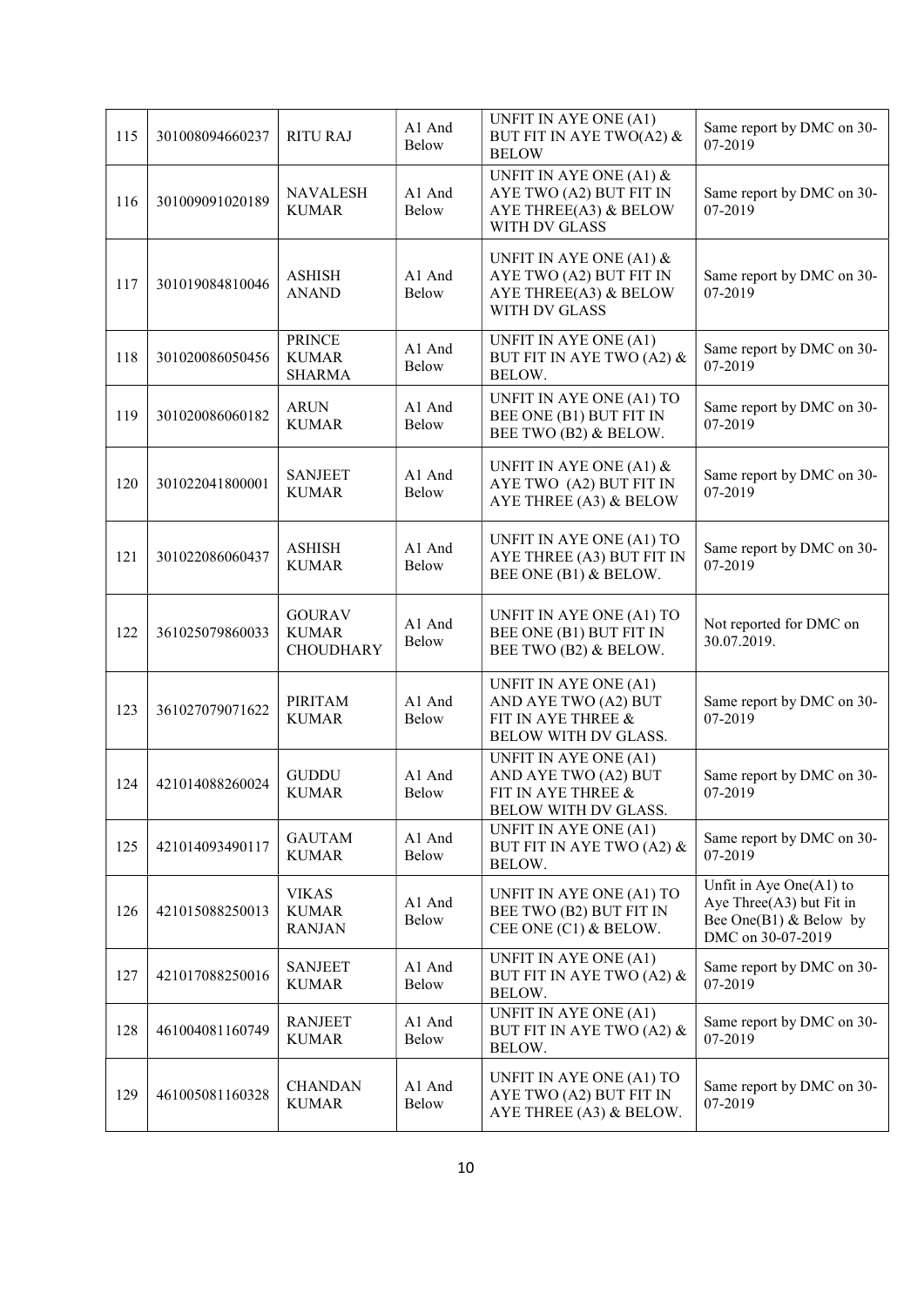| 115 | 301008094660237 | RITU RAJ | A1 And Below | UNFIT IN AYE ONE (A1) BUT FIT IN AYE TWO(A2) & BELOW | Same report by DMC on 30-07-2019 |
|---|---|---|---|---|---|
| 116 | 301009091020189 | NAVALESH KUMAR | A1 And Below | UNFIT IN AYE ONE (A1) & AYE TWO (A2) BUT FIT IN AYE THREE(A3) & BELOW WITH DV GLASS | Same report by DMC on 30-07-2019 |
| 117 | 301019084810046 | ASHISH ANAND | A1 And Below | UNFIT IN AYE ONE (A1) & AYE TWO (A2) BUT FIT IN AYE THREE(A3) & BELOW WITH DV GLASS | Same report by DMC on 30-07-2019 |
| 118 | 301020086050456 | PRINCE KUMAR SHARMA | A1 And Below | UNFIT IN AYE ONE (A1) BUT FIT IN AYE TWO (A2) & BELOW. | Same report by DMC on 30-07-2019 |
| 119 | 301020086060182 | ARUN KUMAR | A1 And Below | UNFIT IN AYE ONE (A1) TO BEE ONE (B1) BUT FIT IN BEE TWO (B2) & BELOW. | Same report by DMC on 30-07-2019 |
| 120 | 301022041800001 | SANJEET KUMAR | A1 And Below | UNFIT IN AYE ONE (A1) & AYE TWO (A2) BUT FIT IN AYE THREE (A3) & BELOW | Same report by DMC on 30-07-2019 |
| 121 | 301022086060437 | ASHISH KUMAR | A1 And Below | UNFIT IN AYE ONE (A1) TO AYE THREE (A3) BUT FIT IN BEE ONE (B1) & BELOW. | Same report by DMC on 30-07-2019 |
| 122 | 361025079860033 | GOURAV KUMAR CHOUDHARY | A1 And Below | UNFIT IN AYE ONE (A1) TO BEE ONE (B1) BUT FIT IN BEE TWO (B2) & BELOW. | Not reported for DMC on 30.07.2019. |
| 123 | 361027079071622 | PIRITAM KUMAR | A1 And Below | UNFIT IN AYE ONE (A1) AND AYE TWO (A2) BUT FIT IN AYE THREE & BELOW WITH DV GLASS. | Same report by DMC on 30-07-2019 |
| 124 | 421014088260024 | GUDDU KUMAR | A1 And Below | UNFIT IN AYE ONE (A1) AND AYE TWO (A2) BUT FIT IN AYE THREE & BELOW WITH DV GLASS. | Same report by DMC on 30-07-2019 |
| 125 | 421014093490117 | GAUTAM KUMAR | A1 And Below | UNFIT IN AYE ONE (A1) BUT FIT IN AYE TWO (A2) & BELOW. | Same report by DMC on 30-07-2019 |
| 126 | 421015088250013 | VIKAS KUMAR RANJAN | A1 And Below | UNFIT IN AYE ONE (A1) TO BEE TWO (B2) BUT FIT IN CEE ONE (C1) & BELOW. | Unfit in Aye One(A1) to Aye Three(A3) but Fit in Bee One(B1) & Below by DMC on 30-07-2019 |
| 127 | 421017088250016 | SANJEET KUMAR | A1 And Below | UNFIT IN AYE ONE (A1) BUT FIT IN AYE TWO (A2) & BELOW. | Same report by DMC on 30-07-2019 |
| 128 | 461004081160749 | RANJEET KUMAR | A1 And Below | UNFIT IN AYE ONE (A1) BUT FIT IN AYE TWO (A2) & BELOW. | Same report by DMC on 30-07-2019 |
| 129 | 461005081160328 | CHANDAN KUMAR | A1 And Below | UNFIT IN AYE ONE (A1) TO AYE TWO (A2) BUT FIT IN AYE THREE (A3) & BELOW. | Same report by DMC on 30-07-2019 |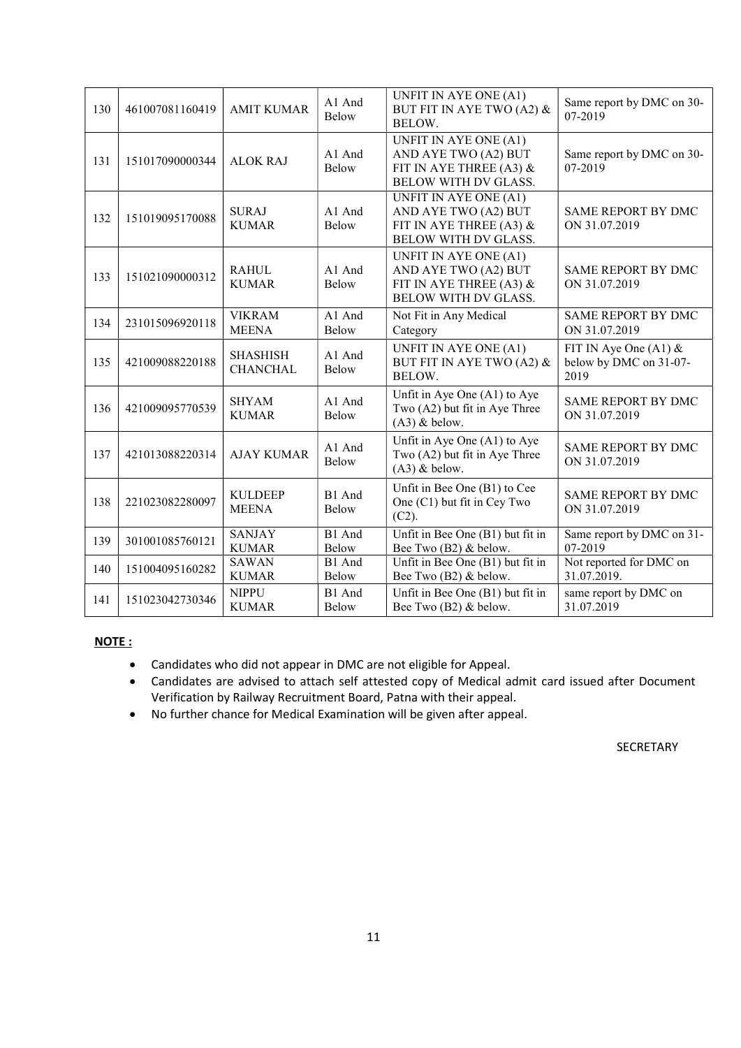| 130 | 461007081160419 | AMIT KUMAR | A1 And Below | UNFIT IN AYE ONE (A1) BUT FIT IN AYE TWO (A2) & BELOW. | Same report by DMC on 30-07-2019 |
|---|---|---|---|---|---|
| 131 | 151017090000344 | ALOK RAJ | A1 And Below | UNFIT IN AYE ONE (A1) AND AYE TWO (A2) BUT FIT IN AYE THREE (A3) & BELOW WITH DV GLASS. | Same report by DMC on 30-07-2019 |
| 132 | 151019095170088 | SURAJ KUMAR | A1 And Below | UNFIT IN AYE ONE (A1) AND AYE TWO (A2) BUT FIT IN AYE THREE (A3) & BELOW WITH DV GLASS. | SAME REPORT BY DMC ON 31.07.2019 |
| 133 | 151021090000312 | RAHUL KUMAR | A1 And Below | UNFIT IN AYE ONE (A1) AND AYE TWO (A2) BUT FIT IN AYE THREE (A3) & BELOW WITH DV GLASS. | SAME REPORT BY DMC ON 31.07.2019 |
| 134 | 231015096920118 | VIKRAM MEENA | A1 And Below | Not Fit in Any Medical Category | SAME REPORT BY DMC ON 31.07.2019 |
| 135 | 421009088220188 | SHASHISH CHANCHAL | A1 And Below | UNFIT IN AYE ONE (A1) BUT FIT IN AYE TWO (A2) & BELOW. | FIT IN Aye One (A1) & below by DMC on 31-07-2019 |
| 136 | 421009095770539 | SHYAM KUMAR | A1 And Below | Unfit in Aye One (A1) to Aye Two (A2) but fit in Aye Three (A3) & below. | SAME REPORT BY DMC ON 31.07.2019 |
| 137 | 421013088220314 | AJAY KUMAR | A1 And Below | Unfit in Aye One (A1) to Aye Two (A2) but fit in Aye Three (A3) & below. | SAME REPORT BY DMC ON 31.07.2019 |
| 138 | 221023082280097 | KULDEEP MEENA | B1 And Below | Unfit in Bee One (B1) to Cee One (C1) but fit in Cey Two (C2). | SAME REPORT BY DMC ON 31.07.2019 |
| 139 | 301001085760121 | SANJAY KUMAR | B1 And Below | Unfit in Bee One (B1) but fit in Bee Two (B2) & below. | Same report by DMC on 31-07-2019 |
| 140 | 151004095160282 | SAWAN KUMAR | B1 And Below | Unfit in Bee One (B1) but fit in Bee Two (B2) & below. | Not reported for DMC on 31.07.2019. |
| 141 | 151023042730346 | NIPPU KUMAR | B1 And Below | Unfit in Bee One (B1) but fit in Bee Two (B2) & below. | same report by DMC on 31.07.2019 |

**NOTE :**

- Candidates who did not appear in DMC are not eligible for Appeal.
- Candidates are advised to attach self attested copy of Medical admit card issued after Document Verification by Railway Recruitment Board, Patna with their appeal.
- No further chance for Medical Examination will be given after appeal.

SECRETARY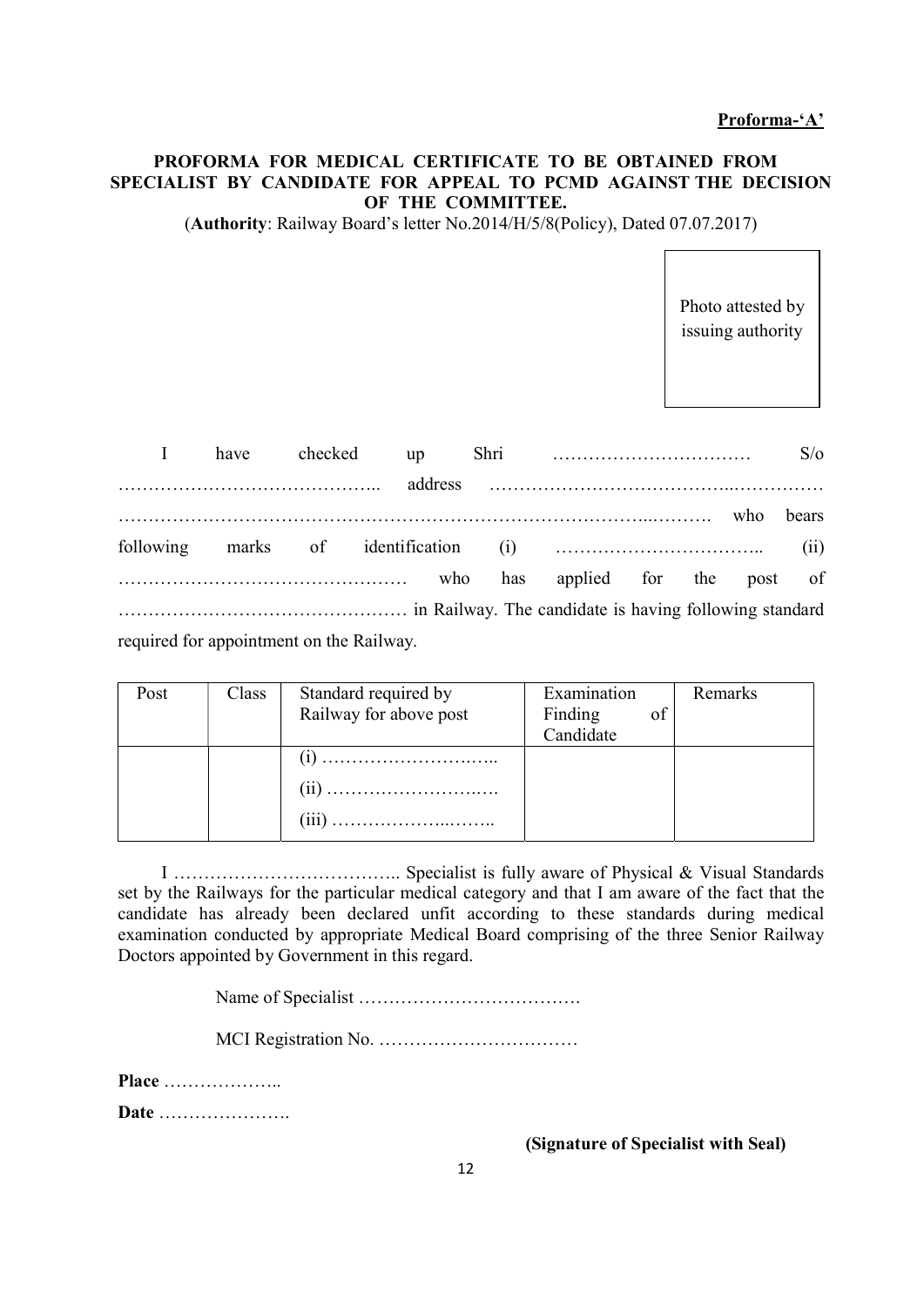**Proforma-'A'**

**PROFORMA FOR MEDICAL CERTIFICATE TO BE OBTAINED FROM SPECIALIST BY CANDIDATE FOR APPEAL TO PCMD AGAINST THE DECISION OF THE COMMITTEE.**

(**Authority**: Railway Board's letter No.2014/H/5/8(Policy), Dated 07.07.2017)

Photo attested by issuing authority

I have checked up Shri …………………………… S/o …………………………………….. address …………………………………..…………… ………………………………………………………………………..………. who bears following marks of identification (i) …………………………….. (ii) ………………………………………… who has applied for the post of ………………………………………… in Railway. The candidate is having following standard required for appointment on the Railway.

| Post | Class | Standard required by Railway for above post | Examination Finding of Candidate | Remarks |
|---|---|---|---|---|
| | | (i) ……………………….…..<br>(ii) ……………………….….<br>(iii) ………………...…….. | | |

I ……………………………….. Specialist is fully aware of Physical & Visual Standards set by the Railways for the particular medical category and that I am aware of the fact that the candidate has already been declared unfit according to these standards during medical examination conducted by appropriate Medical Board comprising of the three Senior Railway Doctors appointed by Government in this regard.

Name of Specialist ……………………………….

MCI Registration No. ……………………………

**Place** ………………..

**Date** ………………….

**(Signature of Specialist with Seal)**